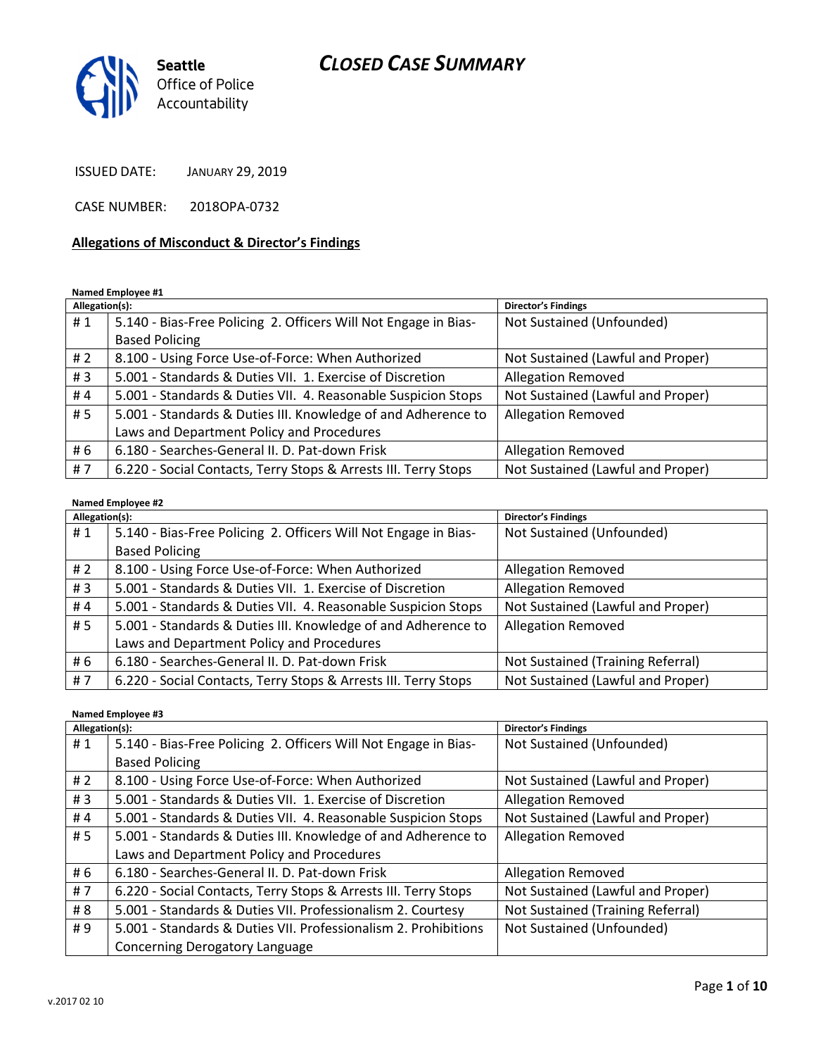# CLOSED CASE SUMMARY

Seattle Office of Police Accountability

ISSUED DATE: JANUARY 29, 2019

CASE NUMBER: 2018OPA-0732

## Allegations of Misconduct & Director's Findings

**Named Employee #1**

| Allegation(s): | | Director's Findings |
|---|---|---|
| # 1 | 5.140 - Bias-Free Policing 2. Officers Will Not Engage in Bias-Based Policing | Not Sustained (Unfounded) |
| # 2 | 8.100 - Using Force Use-of-Force: When Authorized | Not Sustained (Lawful and Proper) |
| # 3 | 5.001 - Standards & Duties VII. 1. Exercise of Discretion | Allegation Removed |
| # 4 | 5.001 - Standards & Duties VII. 4. Reasonable Suspicion Stops | Not Sustained (Lawful and Proper) |
| # 5 | 5.001 - Standards & Duties III. Knowledge of and Adherence to Laws and Department Policy and Procedures | Allegation Removed |
| # 6 | 6.180 - Searches-General II. D. Pat-down Frisk | Allegation Removed |
| # 7 | 6.220 - Social Contacts, Terry Stops & Arrests III. Terry Stops | Not Sustained (Lawful and Proper) |

**Named Employee #2**

| Allegation(s): | | Director's Findings |
|---|---|---|
| # 1 | 5.140 - Bias-Free Policing 2. Officers Will Not Engage in Bias-Based Policing | Not Sustained (Unfounded) |
| # 2 | 8.100 - Using Force Use-of-Force: When Authorized | Allegation Removed |
| # 3 | 5.001 - Standards & Duties VII. 1. Exercise of Discretion | Allegation Removed |
| # 4 | 5.001 - Standards & Duties VII. 4. Reasonable Suspicion Stops | Not Sustained (Lawful and Proper) |
| # 5 | 5.001 - Standards & Duties III. Knowledge of and Adherence to Laws and Department Policy and Procedures | Allegation Removed |
| # 6 | 6.180 - Searches-General II. D. Pat-down Frisk | Not Sustained (Training Referral) |
| # 7 | 6.220 - Social Contacts, Terry Stops & Arrests III. Terry Stops | Not Sustained (Lawful and Proper) |

**Named Employee #3**

| Allegation(s): | | Director's Findings |
|---|---|---|
| # 1 | 5.140 - Bias-Free Policing 2. Officers Will Not Engage in Bias-Based Policing | Not Sustained (Unfounded) |
| # 2 | 8.100 - Using Force Use-of-Force: When Authorized | Not Sustained (Lawful and Proper) |
| # 3 | 5.001 - Standards & Duties VII. 1. Exercise of Discretion | Allegation Removed |
| # 4 | 5.001 - Standards & Duties VII. 4. Reasonable Suspicion Stops | Not Sustained (Lawful and Proper) |
| # 5 | 5.001 - Standards & Duties III. Knowledge of and Adherence to Laws and Department Policy and Procedures | Allegation Removed |
| # 6 | 6.180 - Searches-General II. D. Pat-down Frisk | Allegation Removed |
| # 7 | 6.220 - Social Contacts, Terry Stops & Arrests III. Terry Stops | Not Sustained (Lawful and Proper) |
| # 8 | 5.001 - Standards & Duties VII. Professionalism 2. Courtesy | Not Sustained (Training Referral) |
| # 9 | 5.001 - Standards & Duties VII. Professionalism 2. Prohibitions Concerning Derogatory Language | Not Sustained (Unfounded) |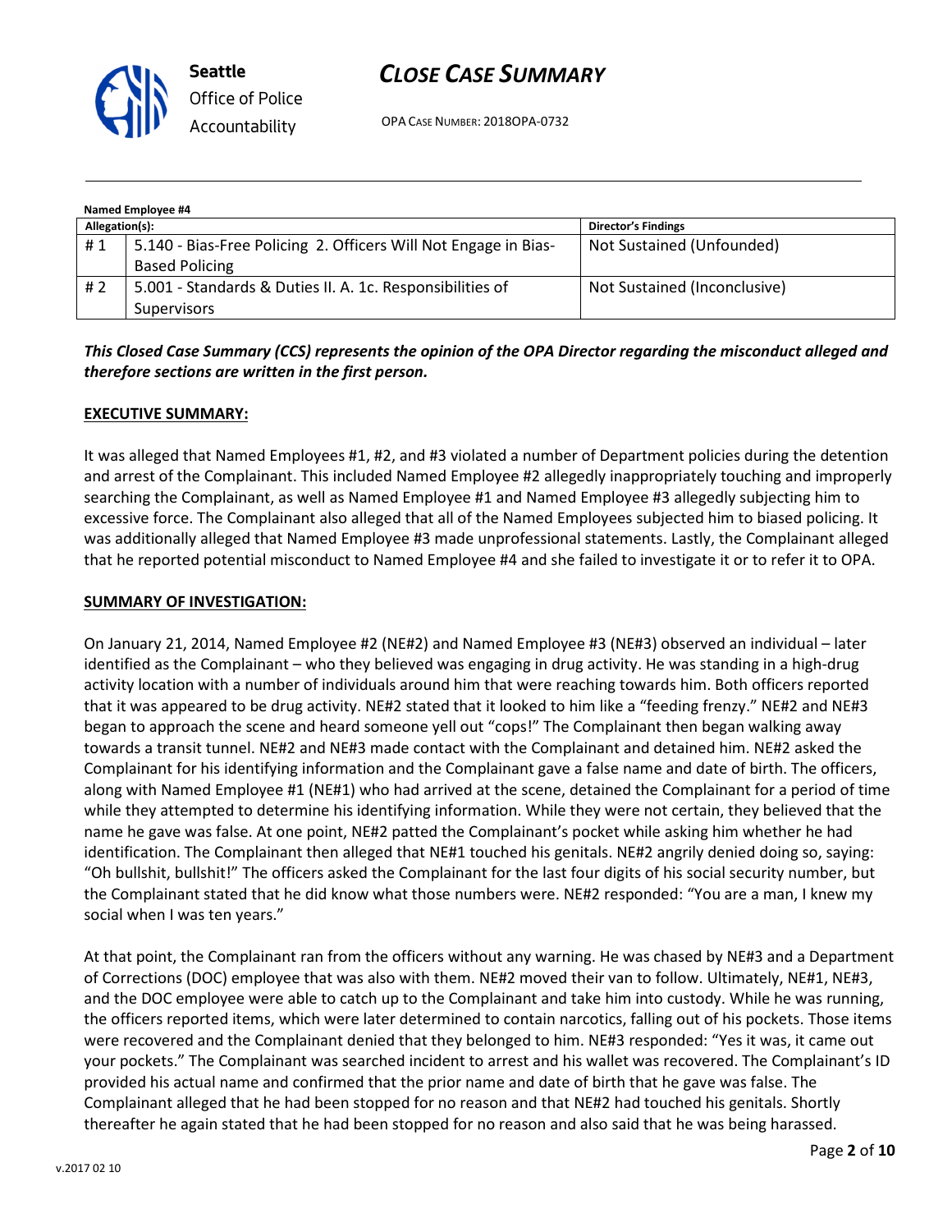**Named Employee #4**

| Allegation(s): | | Director's Findings |
|---|---|---|
| # 1 | 5.140 - Bias-Free Policing 2. Officers Will Not Engage in Bias-Based Policing | Not Sustained (Unfounded) |
| # 2 | 5.001 - Standards & Duties II. A. 1c. Responsibilities of Supervisors | Not Sustained (Inconclusive) |

***This Closed Case Summary (CCS) represents the opinion of the OPA Director regarding the misconduct alleged and therefore sections are written in the first person.***

**EXECUTIVE SUMMARY:**

It was alleged that Named Employees #1, #2, and #3 violated a number of Department policies during the detention and arrest of the Complainant. This included Named Employee #2 allegedly inappropriately touching and improperly searching the Complainant, as well as Named Employee #1 and Named Employee #3 allegedly subjecting him to excessive force. The Complainant also alleged that all of the Named Employees subjected him to biased policing. It was additionally alleged that Named Employee #3 made unprofessional statements. Lastly, the Complainant alleged that he reported potential misconduct to Named Employee #4 and she failed to investigate it or to refer it to OPA.

**SUMMARY OF INVESTIGATION:**

On January 21, 2014, Named Employee #2 (NE#2) and Named Employee #3 (NE#3) observed an individual – later identified as the Complainant – who they believed was engaging in drug activity. He was standing in a high-drug activity location with a number of individuals around him that were reaching towards him. Both officers reported that it was appeared to be drug activity. NE#2 stated that it looked to him like a "feeding frenzy." NE#2 and NE#3 began to approach the scene and heard someone yell out "cops!" The Complainant then began walking away towards a transit tunnel. NE#2 and NE#3 made contact with the Complainant and detained him. NE#2 asked the Complainant for his identifying information and the Complainant gave a false name and date of birth. The officers, along with Named Employee #1 (NE#1) who had arrived at the scene, detained the Complainant for a period of time while they attempted to determine his identifying information. While they were not certain, they believed that the name he gave was false. At one point, NE#2 patted the Complainant's pocket while asking him whether he had identification. The Complainant then alleged that NE#1 touched his genitals. NE#2 angrily denied doing so, saying: "Oh bullshit, bullshit!" The officers asked the Complainant for the last four digits of his social security number, but the Complainant stated that he did know what those numbers were. NE#2 responded: "You are a man, I knew my social when I was ten years."

At that point, the Complainant ran from the officers without any warning. He was chased by NE#3 and a Department of Corrections (DOC) employee that was also with them. NE#2 moved their van to follow. Ultimately, NE#1, NE#3, and the DOC employee were able to catch up to the Complainant and take him into custody. While he was running, the officers reported items, which were later determined to contain narcotics, falling out of his pockets. Those items were recovered and the Complainant denied that they belonged to him. NE#3 responded: "Yes it was, it came out your pockets." The Complainant was searched incident to arrest and his wallet was recovered. The Complainant's ID provided his actual name and confirmed that the prior name and date of birth that he gave was false. The Complainant alleged that he had been stopped for no reason and that NE#2 had touched his genitals. Shortly thereafter he again stated that he had been stopped for no reason and also said that he was being harassed.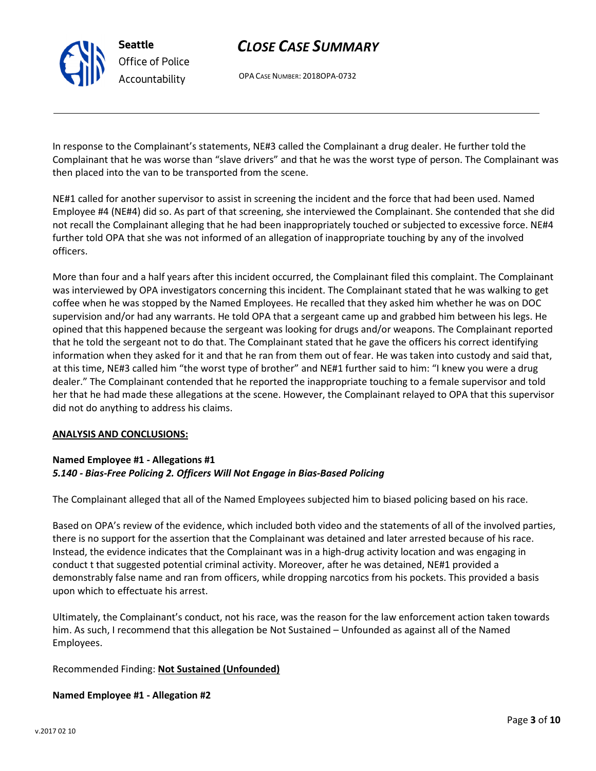In response to the Complainant's statements, NE#3 called the Complainant a drug dealer. He further told the Complainant that he was worse than "slave drivers" and that he was the worst type of person. The Complainant was then placed into the van to be transported from the scene.

NE#1 called for another supervisor to assist in screening the incident and the force that had been used. Named Employee #4 (NE#4) did so. As part of that screening, she interviewed the Complainant. She contended that she did not recall the Complainant alleging that he had been inappropriately touched or subjected to excessive force. NE#4 further told OPA that she was not informed of an allegation of inappropriate touching by any of the involved officers.

More than four and a half years after this incident occurred, the Complainant filed this complaint. The Complainant was interviewed by OPA investigators concerning this incident. The Complainant stated that he was walking to get coffee when he was stopped by the Named Employees. He recalled that they asked him whether he was on DOC supervision and/or had any warrants. He told OPA that a sergeant came up and grabbed him between his legs. He opined that this happened because the sergeant was looking for drugs and/or weapons. The Complainant reported that he told the sergeant not to do that. The Complainant stated that he gave the officers his correct identifying information when they asked for it and that he ran from them out of fear. He was taken into custody and said that, at this time, NE#3 called him "the worst type of brother" and NE#1 further said to him: "I knew you were a drug dealer." The Complainant contended that he reported the inappropriate touching to a female supervisor and told her that he had made these allegations at the scene. However, the Complainant relayed to OPA that this supervisor did not do anything to address his claims.

**ANALYSIS AND CONCLUSIONS:**

**Named Employee #1 - Allegations #1**
***5.140 - Bias-Free Policing 2. Officers Will Not Engage in Bias-Based Policing***

The Complainant alleged that all of the Named Employees subjected him to biased policing based on his race.

Based on OPA's review of the evidence, which included both video and the statements of all of the involved parties, there is no support for the assertion that the Complainant was detained and later arrested because of his race. Instead, the evidence indicates that the Complainant was in a high-drug activity location and was engaging in conduct t that suggested potential criminal activity. Moreover, after he was detained, NE#1 provided a demonstrably false name and ran from officers, while dropping narcotics from his pockets. This provided a basis upon which to effectuate his arrest.

Ultimately, the Complainant's conduct, not his race, was the reason for the law enforcement action taken towards him. As such, I recommend that this allegation be Not Sustained – Unfounded as against all of the Named Employees.

Recommended Finding: **Not Sustained (Unfounded)**

**Named Employee #1 - Allegation #2**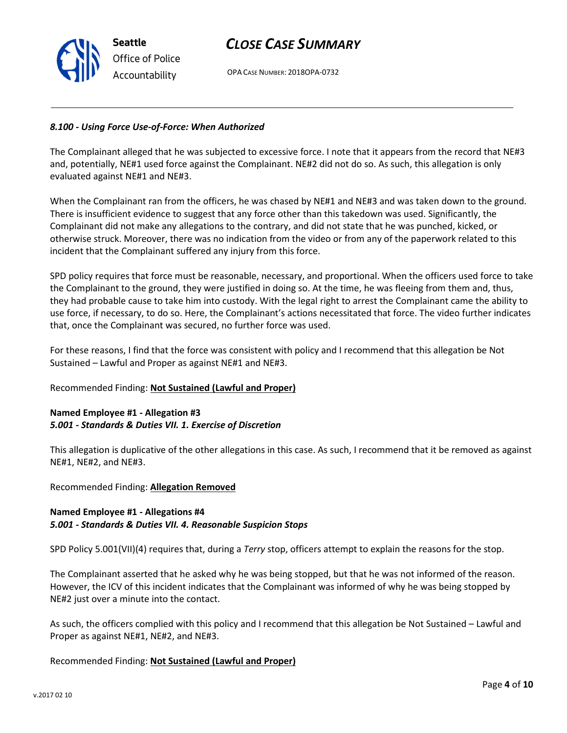*8.100 - Using Force Use-of-Force: When Authorized*

The Complainant alleged that he was subjected to excessive force. I note that it appears from the record that NE#3 and, potentially, NE#1 used force against the Complainant. NE#2 did not do so. As such, this allegation is only evaluated against NE#1 and NE#3.

When the Complainant ran from the officers, he was chased by NE#1 and NE#3 and was taken down to the ground. There is insufficient evidence to suggest that any force other than this takedown was used. Significantly, the Complainant did not make any allegations to the contrary, and did not state that he was punched, kicked, or otherwise struck. Moreover, there was no indication from the video or from any of the paperwork related to this incident that the Complainant suffered any injury from this force.

SPD policy requires that force must be reasonable, necessary, and proportional. When the officers used force to take the Complainant to the ground, they were justified in doing so. At the time, he was fleeing from them and, thus, they had probable cause to take him into custody. With the legal right to arrest the Complainant came the ability to use force, if necessary, to do so. Here, the Complainant's actions necessitated that force. The video further indicates that, once the Complainant was secured, no further force was used.

For these reasons, I find that the force was consistent with policy and I recommend that this allegation be Not Sustained – Lawful and Proper as against NE#1 and NE#3.

Recommended Finding: **Not Sustained (Lawful and Proper)**

**Named Employee #1 - Allegation #3**
***5.001 - Standards & Duties VII. 1. Exercise of Discretion***

This allegation is duplicative of the other allegations in this case. As such, I recommend that it be removed as against NE#1, NE#2, and NE#3.

Recommended Finding: **Allegation Removed**

**Named Employee #1 - Allegations #4**
***5.001 - Standards & Duties VII. 4. Reasonable Suspicion Stops***

SPD Policy 5.001(VII)(4) requires that, during a *Terry* stop, officers attempt to explain the reasons for the stop.

The Complainant asserted that he asked why he was being stopped, but that he was not informed of the reason. However, the ICV of this incident indicates that the Complainant was informed of why he was being stopped by NE#2 just over a minute into the contact.

As such, the officers complied with this policy and I recommend that this allegation be Not Sustained – Lawful and Proper as against NE#1, NE#2, and NE#3.

Recommended Finding: **Not Sustained (Lawful and Proper)**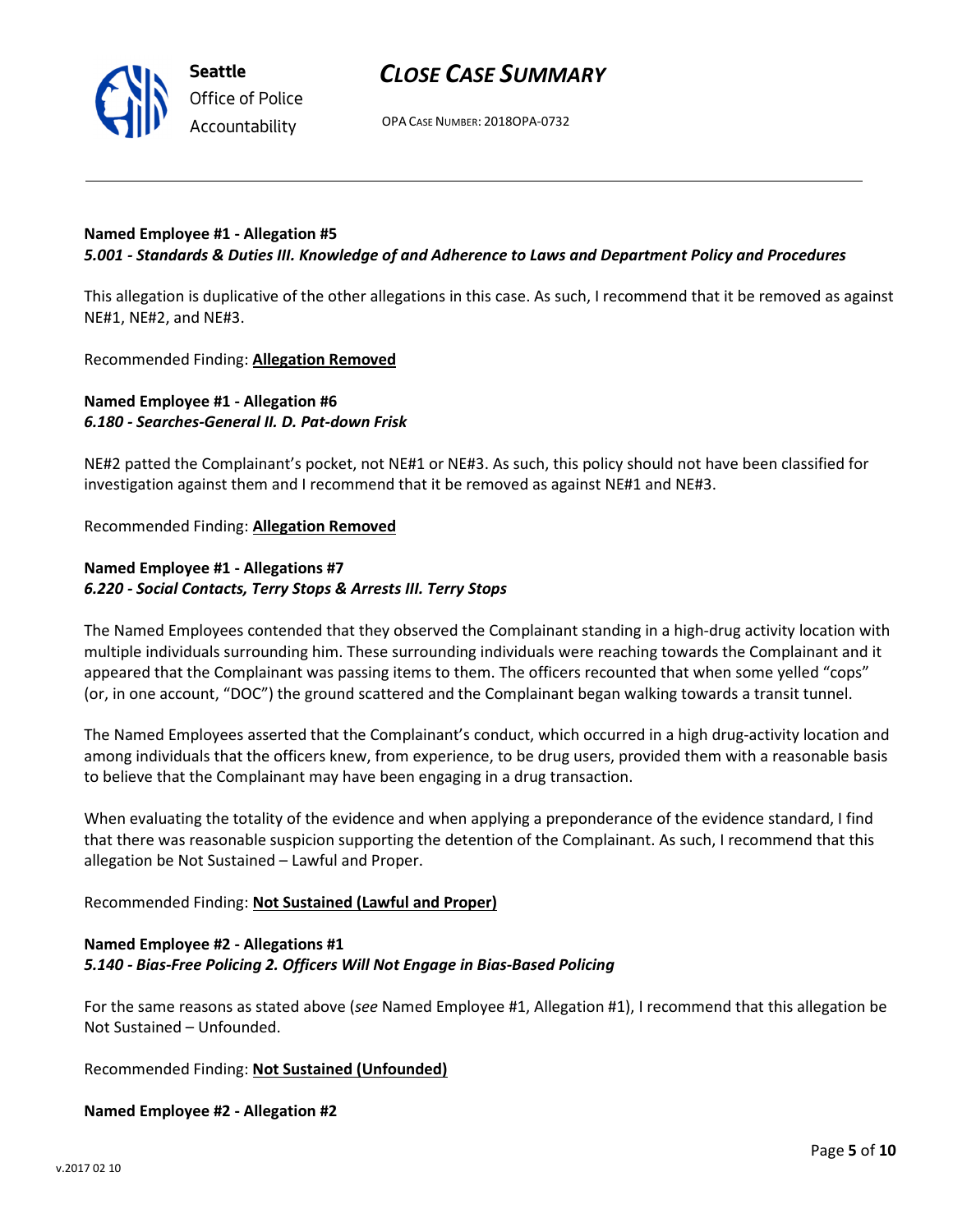**Named Employee #1 - Allegation #5**
***5.001 - Standards & Duties III. Knowledge of and Adherence to Laws and Department Policy and Procedures***

This allegation is duplicative of the other allegations in this case. As such, I recommend that it be removed as against NE#1, NE#2, and NE#3.

Recommended Finding: **Allegation Removed**

**Named Employee #1 - Allegation #6**
***6.180 - Searches-General II. D. Pat-down Frisk***

NE#2 patted the Complainant's pocket, not NE#1 or NE#3. As such, this policy should not have been classified for investigation against them and I recommend that it be removed as against NE#1 and NE#3.

Recommended Finding: **Allegation Removed**

**Named Employee #1 - Allegations #7**
***6.220 - Social Contacts, Terry Stops & Arrests III. Terry Stops***

The Named Employees contended that they observed the Complainant standing in a high-drug activity location with multiple individuals surrounding him. These surrounding individuals were reaching towards the Complainant and it appeared that the Complainant was passing items to them. The officers recounted that when some yelled "cops" (or, in one account, "DOC") the ground scattered and the Complainant began walking towards a transit tunnel.

The Named Employees asserted that the Complainant's conduct, which occurred in a high drug-activity location and among individuals that the officers knew, from experience, to be drug users, provided them with a reasonable basis to believe that the Complainant may have been engaging in a drug transaction.

When evaluating the totality of the evidence and when applying a preponderance of the evidence standard, I find that there was reasonable suspicion supporting the detention of the Complainant. As such, I recommend that this allegation be Not Sustained – Lawful and Proper.

Recommended Finding: **Not Sustained (Lawful and Proper)**

**Named Employee #2 - Allegations #1**
***5.140 - Bias-Free Policing 2. Officers Will Not Engage in Bias-Based Policing***

For the same reasons as stated above (*see* Named Employee #1, Allegation #1), I recommend that this allegation be Not Sustained – Unfounded.

Recommended Finding: **Not Sustained (Unfounded)**

**Named Employee #2 - Allegation #2**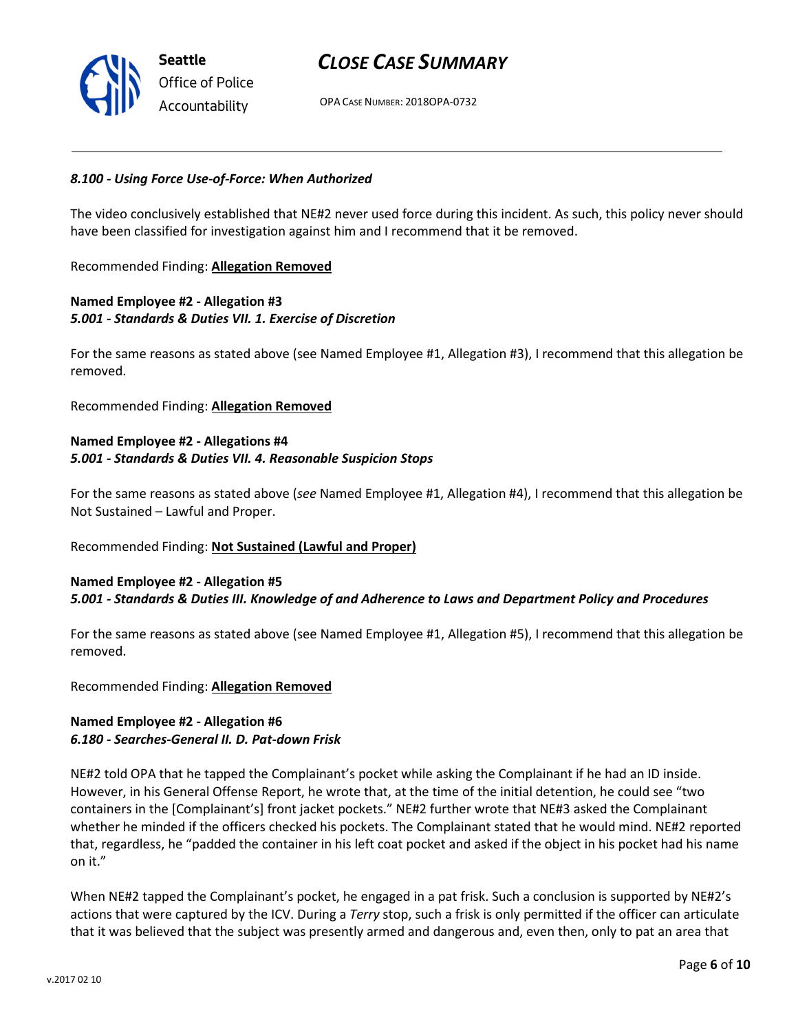***8.100 - Using Force Use-of-Force: When Authorized***

The video conclusively established that NE#2 never used force during this incident. As such, this policy never should have been classified for investigation against him and I recommend that it be removed.

Recommended Finding: **Allegation Removed**

**Named Employee #2 - Allegation #3**
***5.001 - Standards & Duties VII. 1. Exercise of Discretion***

For the same reasons as stated above (see Named Employee #1, Allegation #3), I recommend that this allegation be removed.

Recommended Finding: **Allegation Removed**

**Named Employee #2 - Allegations #4**
***5.001 - Standards & Duties VII. 4. Reasonable Suspicion Stops***

For the same reasons as stated above (*see* Named Employee #1, Allegation #4), I recommend that this allegation be Not Sustained – Lawful and Proper.

Recommended Finding: **Not Sustained (Lawful and Proper)**

**Named Employee #2 - Allegation #5**
***5.001 - Standards & Duties III. Knowledge of and Adherence to Laws and Department Policy and Procedures***

For the same reasons as stated above (see Named Employee #1, Allegation #5), I recommend that this allegation be removed.

Recommended Finding: **Allegation Removed**

**Named Employee #2 - Allegation #6**
***6.180 - Searches-General II. D. Pat-down Frisk***

NE#2 told OPA that he tapped the Complainant's pocket while asking the Complainant if he had an ID inside. However, in his General Offense Report, he wrote that, at the time of the initial detention, he could see "two containers in the [Complainant's] front jacket pockets." NE#2 further wrote that NE#3 asked the Complainant whether he minded if the officers checked his pockets. The Complainant stated that he would mind. NE#2 reported that, regardless, he "padded the container in his left coat pocket and asked if the object in his pocket had his name on it."

When NE#2 tapped the Complainant's pocket, he engaged in a pat frisk. Such a conclusion is supported by NE#2's actions that were captured by the ICV. During a *Terry* stop, such a frisk is only permitted if the officer can articulate that it was believed that the subject was presently armed and dangerous and, even then, only to pat an area that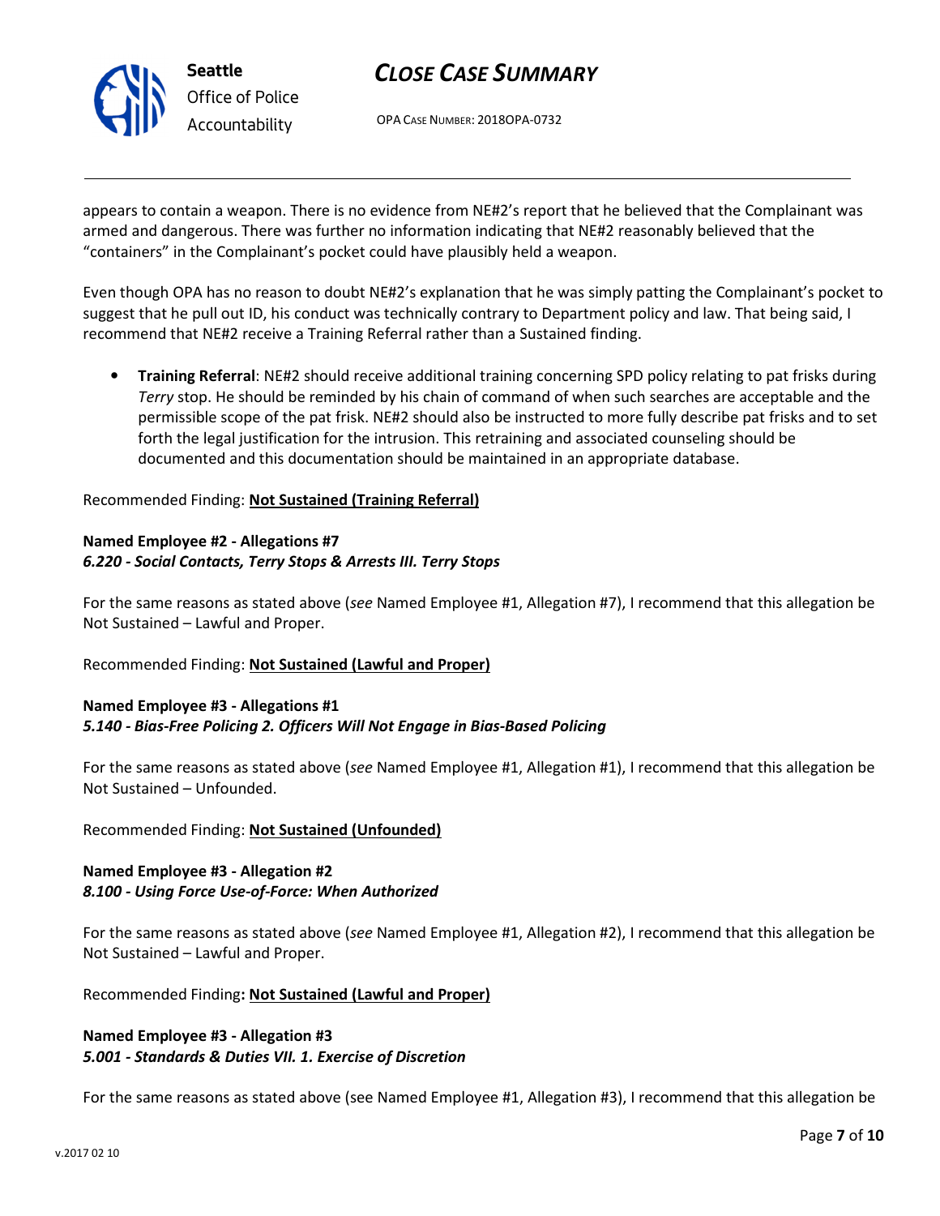appears to contain a weapon. There is no evidence from NE#2's report that he believed that the Complainant was armed and dangerous. There was further no information indicating that NE#2 reasonably believed that the "containers" in the Complainant's pocket could have plausibly held a weapon.

Even though OPA has no reason to doubt NE#2's explanation that he was simply patting the Complainant's pocket to suggest that he pull out ID, his conduct was technically contrary to Department policy and law. That being said, I recommend that NE#2 receive a Training Referral rather than a Sustained finding.

- **Training Referral**: NE#2 should receive additional training concerning SPD policy relating to pat frisks during *Terry* stop. He should be reminded by his chain of command of when such searches are acceptable and the permissible scope of the pat frisk. NE#2 should also be instructed to more fully describe pat frisks and to set forth the legal justification for the intrusion. This retraining and associated counseling should be documented and this documentation should be maintained in an appropriate database.

Recommended Finding: **Not Sustained (Training Referral)**

**Named Employee #2 - Allegations #7**
***6.220 - Social Contacts, Terry Stops & Arrests III. Terry Stops***

For the same reasons as stated above (*see* Named Employee #1, Allegation #7), I recommend that this allegation be Not Sustained – Lawful and Proper.

Recommended Finding: **Not Sustained (Lawful and Proper)**

**Named Employee #3 - Allegations #1**
***5.140 - Bias-Free Policing 2. Officers Will Not Engage in Bias-Based Policing***

For the same reasons as stated above (*see* Named Employee #1, Allegation #1), I recommend that this allegation be Not Sustained – Unfounded.

Recommended Finding: **Not Sustained (Unfounded)**

**Named Employee #3 - Allegation #2**
***8.100 - Using Force Use-of-Force: When Authorized***

For the same reasons as stated above (*see* Named Employee #1, Allegation #2), I recommend that this allegation be Not Sustained – Lawful and Proper.

Recommended Finding**: Not Sustained (Lawful and Proper)**

**Named Employee #3 - Allegation #3**
***5.001 - Standards & Duties VII. 1. Exercise of Discretion***

For the same reasons as stated above (see Named Employee #1, Allegation #3), I recommend that this allegation be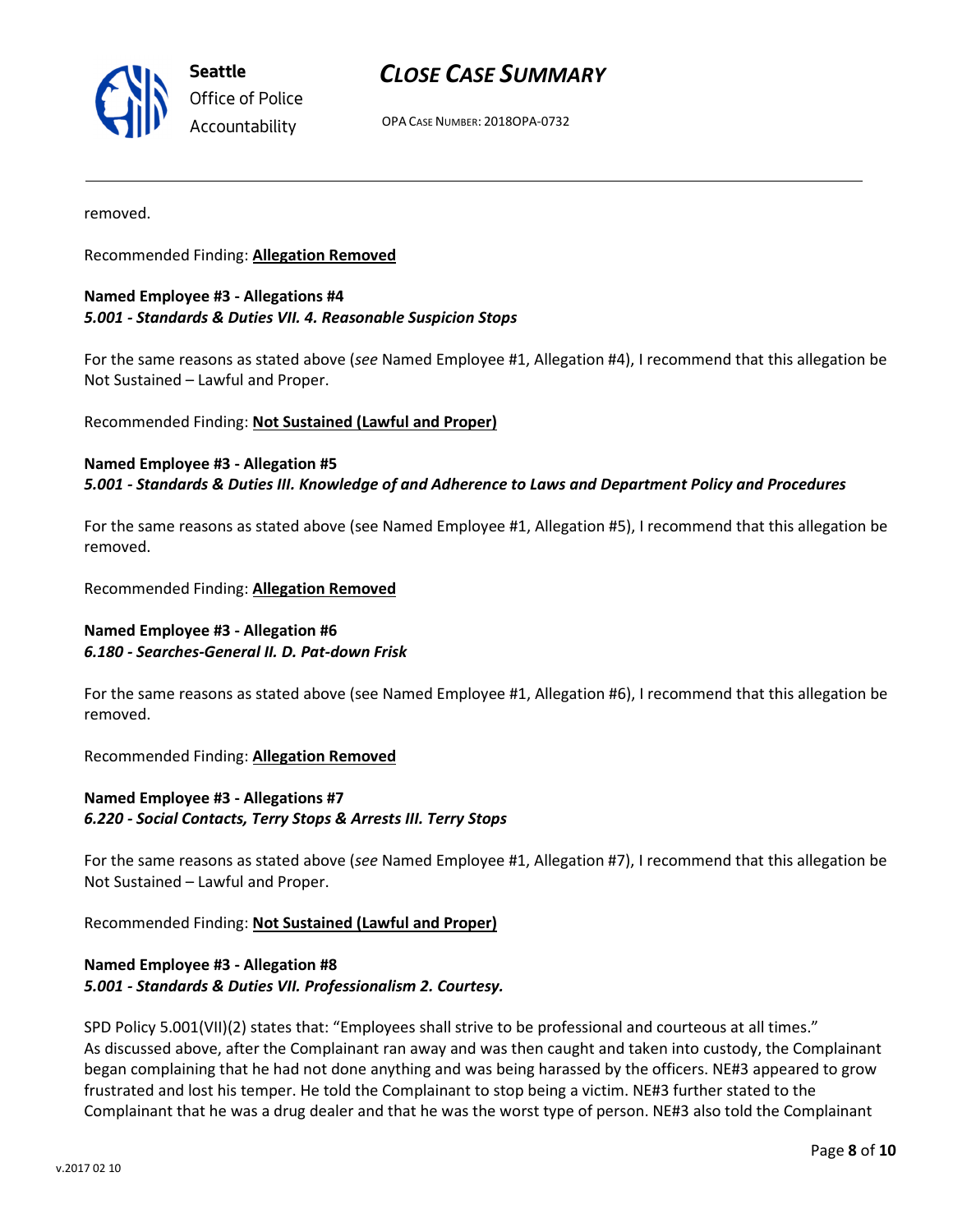removed.

Recommended Finding: **Allegation Removed**

**Named Employee #3 - Allegations #4**
***5.001 - Standards & Duties VII. 4. Reasonable Suspicion Stops***

For the same reasons as stated above (*see* Named Employee #1, Allegation #4), I recommend that this allegation be Not Sustained – Lawful and Proper.

Recommended Finding: **Not Sustained (Lawful and Proper)**

**Named Employee #3 - Allegation #5**
***5.001 - Standards & Duties III. Knowledge of and Adherence to Laws and Department Policy and Procedures***

For the same reasons as stated above (see Named Employee #1, Allegation #5), I recommend that this allegation be removed.

Recommended Finding: **Allegation Removed**

**Named Employee #3 - Allegation #6**
***6.180 - Searches-General II. D. Pat-down Frisk***

For the same reasons as stated above (see Named Employee #1, Allegation #6), I recommend that this allegation be removed.

Recommended Finding: **Allegation Removed**

**Named Employee #3 - Allegations #7**
***6.220 - Social Contacts, Terry Stops & Arrests III. Terry Stops***

For the same reasons as stated above (*see* Named Employee #1, Allegation #7), I recommend that this allegation be Not Sustained – Lawful and Proper.

Recommended Finding: **Not Sustained (Lawful and Proper)**

**Named Employee #3 - Allegation #8**
***5.001 - Standards & Duties VII. Professionalism 2. Courtesy.***

SPD Policy 5.001(VII)(2) states that: "Employees shall strive to be professional and courteous at all times."
As discussed above, after the Complainant ran away and was then caught and taken into custody, the Complainant began complaining that he had not done anything and was being harassed by the officers. NE#3 appeared to grow frustrated and lost his temper. He told the Complainant to stop being a victim. NE#3 further stated to the Complainant that he was a drug dealer and that he was the worst type of person. NE#3 also told the Complainant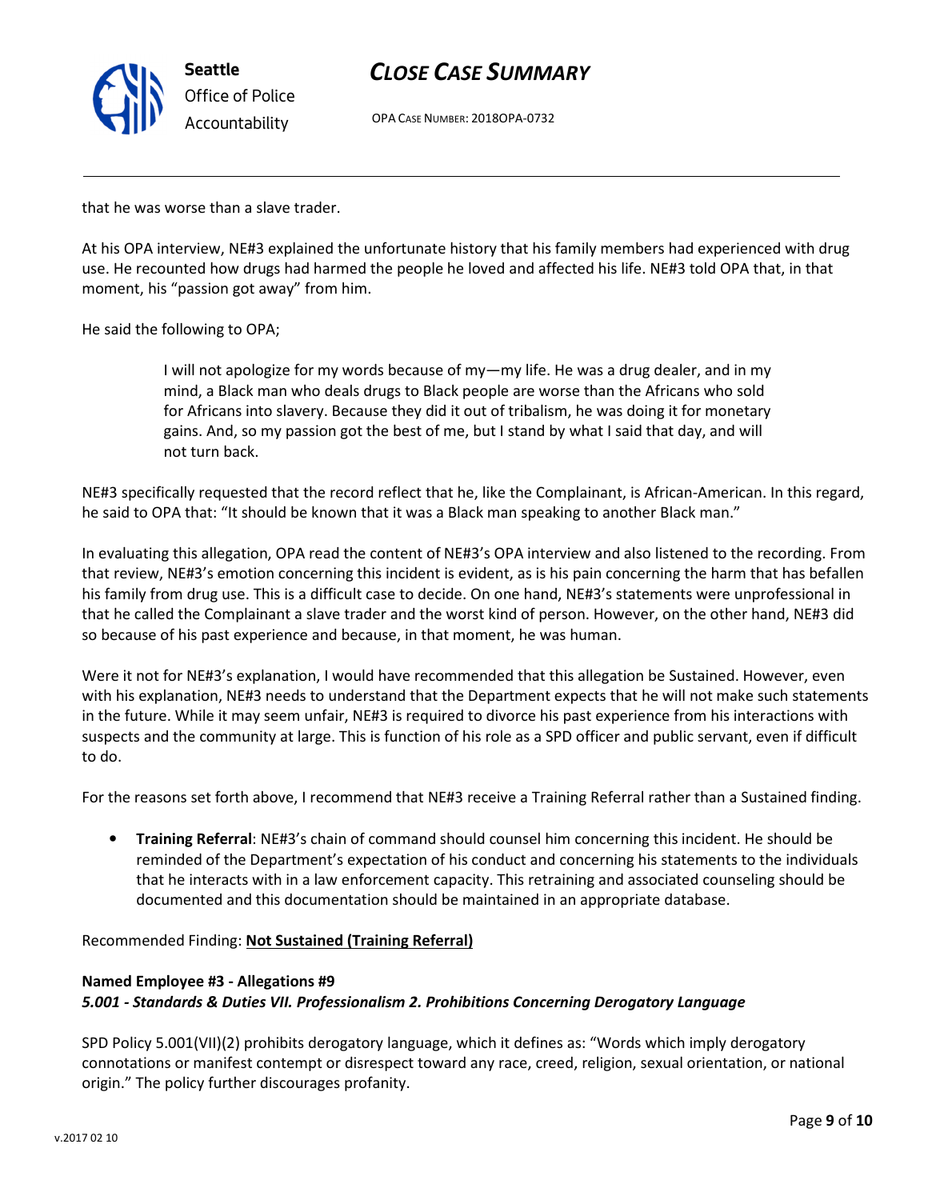that he was worse than a slave trader.

At his OPA interview, NE#3 explained the unfortunate history that his family members had experienced with drug use. He recounted how drugs had harmed the people he loved and affected his life. NE#3 told OPA that, in that moment, his "passion got away" from him.

He said the following to OPA;

> I will not apologize for my words because of my—my life. He was a drug dealer, and in my mind, a Black man who deals drugs to Black people are worse than the Africans who sold for Africans into slavery. Because they did it out of tribalism, he was doing it for monetary gains. And, so my passion got the best of me, but I stand by what I said that day, and will not turn back.

NE#3 specifically requested that the record reflect that he, like the Complainant, is African-American. In this regard, he said to OPA that: "It should be known that it was a Black man speaking to another Black man."

In evaluating this allegation, OPA read the content of NE#3's OPA interview and also listened to the recording. From that review, NE#3's emotion concerning this incident is evident, as is his pain concerning the harm that has befallen his family from drug use. This is a difficult case to decide. On one hand, NE#3's statements were unprofessional in that he called the Complainant a slave trader and the worst kind of person. However, on the other hand, NE#3 did so because of his past experience and because, in that moment, he was human.

Were it not for NE#3's explanation, I would have recommended that this allegation be Sustained. However, even with his explanation, NE#3 needs to understand that the Department expects that he will not make such statements in the future. While it may seem unfair, NE#3 is required to divorce his past experience from his interactions with suspects and the community at large. This is function of his role as a SPD officer and public servant, even if difficult to do.

For the reasons set forth above, I recommend that NE#3 receive a Training Referral rather than a Sustained finding.

- **Training Referral**: NE#3's chain of command should counsel him concerning this incident. He should be reminded of the Department's expectation of his conduct and concerning his statements to the individuals that he interacts with in a law enforcement capacity. This retraining and associated counseling should be documented and this documentation should be maintained in an appropriate database.

Recommended Finding: **Not Sustained (Training Referral)**

**Named Employee #3 - Allegations #9**
***5.001 - Standards & Duties VII. Professionalism 2. Prohibitions Concerning Derogatory Language***

SPD Policy 5.001(VII)(2) prohibits derogatory language, which it defines as: "Words which imply derogatory connotations or manifest contempt or disrespect toward any race, creed, religion, sexual orientation, or national origin." The policy further discourages profanity.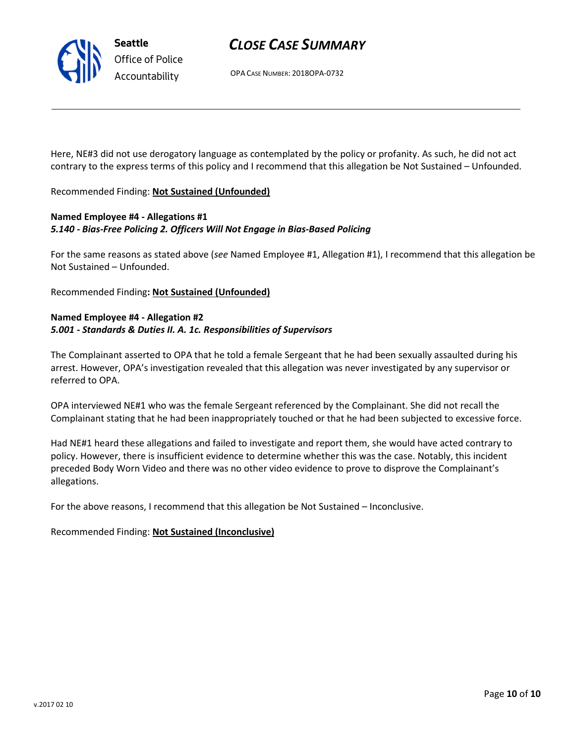Here, NE#3 did not use derogatory language as contemplated by the policy or profanity. As such, he did not act contrary to the express terms of this policy and I recommend that this allegation be Not Sustained – Unfounded.

Recommended Finding: **Not Sustained (Unfounded)**

**Named Employee #4 - Allegations #1**
***5.140 - Bias-Free Policing 2. Officers Will Not Engage in Bias-Based Policing***

For the same reasons as stated above (*see* Named Employee #1, Allegation #1), I recommend that this allegation be Not Sustained – Unfounded.

Recommended Finding**: Not Sustained (Unfounded)**

**Named Employee #4 - Allegation #2**
***5.001 - Standards & Duties II. A. 1c. Responsibilities of Supervisors***

The Complainant asserted to OPA that he told a female Sergeant that he had been sexually assaulted during his arrest. However, OPA's investigation revealed that this allegation was never investigated by any supervisor or referred to OPA.

OPA interviewed NE#1 who was the female Sergeant referenced by the Complainant. She did not recall the Complainant stating that he had been inappropriately touched or that he had been subjected to excessive force.

Had NE#1 heard these allegations and failed to investigate and report them, she would have acted contrary to policy. However, there is insufficient evidence to determine whether this was the case. Notably, this incident preceded Body Worn Video and there was no other video evidence to prove to disprove the Complainant's allegations.

For the above reasons, I recommend that this allegation be Not Sustained – Inconclusive.

Recommended Finding: **Not Sustained (Inconclusive)**